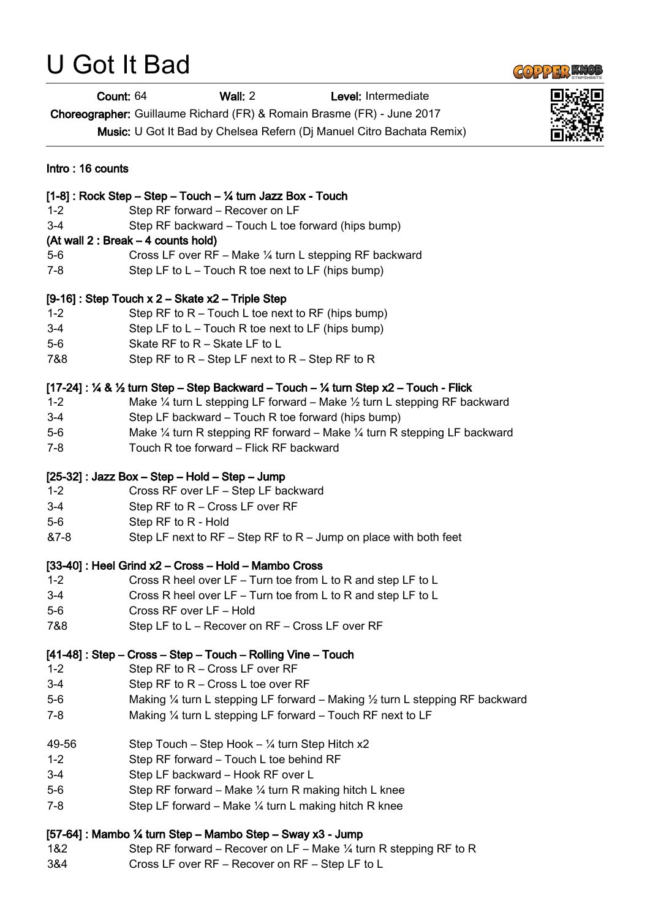# U Got It Bad

**Count:** 64 **Wall:** 2 **Level:** Intermediate

**Choreographer:** Guillaume Richard (FR) & Romain Brasme (FR) - June 2017

**Music:** U Got It Bad by Chelsea Refern (Dj Manuel Citro Bachata Remix)

**Intro : 16 counts**

**[1-8] : Rock Step – Step – Touch – ¼ turn Jazz Box - Touch**

| | |
|---|---|
| 1-2 | Step RF forward – Recover on LF |
| 3-4 | Step RF backward – Touch L toe forward (hips bump) |

**(At wall 2 : Break – 4 counts hold)**

| | |
|---|---|
| 5-6 | Cross LF over RF – Make ¼ turn L stepping RF backward |
| 7-8 | Step LF to L – Touch R toe next to LF (hips bump) |

**[9-16] : Step Touch x 2 – Skate x2 – Triple Step**

| | |
|---|---|
| 1-2 | Step RF to R – Touch L toe next to RF (hips bump) |
| 3-4 | Step LF to L – Touch R toe next to LF (hips bump) |
| 5-6 | Skate RF to R – Skate LF to L |
| 7&8 | Step RF to R – Step LF next to R – Step RF to R |

**[17-24] : ¼ & ½ turn Step – Step Backward – Touch – ¼ turn Step x2 – Touch - Flick**

| | |
|---|---|
| 1-2 | Make ¼ turn L stepping LF forward – Make ½ turn L stepping RF backward |
| 3-4 | Step LF backward – Touch R toe forward (hips bump) |
| 5-6 | Make ¼ turn R stepping RF forward – Make ¼ turn R stepping LF backward |
| 7-8 | Touch R toe forward – Flick RF backward |

**[25-32] : Jazz Box – Step – Hold – Step – Jump**

| | |
|---|---|
| 1-2 | Cross RF over LF – Step LF backward |
| 3-4 | Step RF to R – Cross LF over RF |
| 5-6 | Step RF to R - Hold |
| &7-8 | Step LF next to RF – Step RF to R – Jump on place with both feet |

**[33-40] : Heel Grind x2 – Cross – Hold – Mambo Cross**

| | |
|---|---|
| 1-2 | Cross R heel over LF – Turn toe from L to R and step LF to L |
| 3-4 | Cross R heel over LF – Turn toe from L to R and step LF to L |
| 5-6 | Cross RF over LF – Hold |
| 7&8 | Step LF to L – Recover on RF – Cross LF over RF |

**[41-48] : Step – Cross – Step – Touch – Rolling Vine – Touch**

| | |
|---|---|
| 1-2 | Step RF to R – Cross LF over RF |
| 3-4 | Step RF to R – Cross L toe over RF |
| 5-6 | Making ¼ turn L stepping LF forward – Making ½ turn L stepping RF backward |
| 7-8 | Making ¼ turn L stepping LF forward – Touch RF next to LF |

| | |
|---|---|
| 49-56 | Step Touch – Step Hook – ¼ turn Step Hitch x2 |
| 1-2 | Step RF forward – Touch L toe behind RF |
| 3-4 | Step LF backward – Hook RF over L |
| 5-6 | Step RF forward – Make ¼ turn R making hitch L knee |
| 7-8 | Step LF forward – Make ¼ turn L making hitch R knee |

**[57-64] : Mambo ¼ turn Step – Mambo Step – Sway x3 - Jump**

| | |
|---|---|
| 1&2 | Step RF forward – Recover on LF – Make ¼ turn R stepping RF to R |
| 3&4 | Cross LF over RF – Recover on RF – Step LF to L |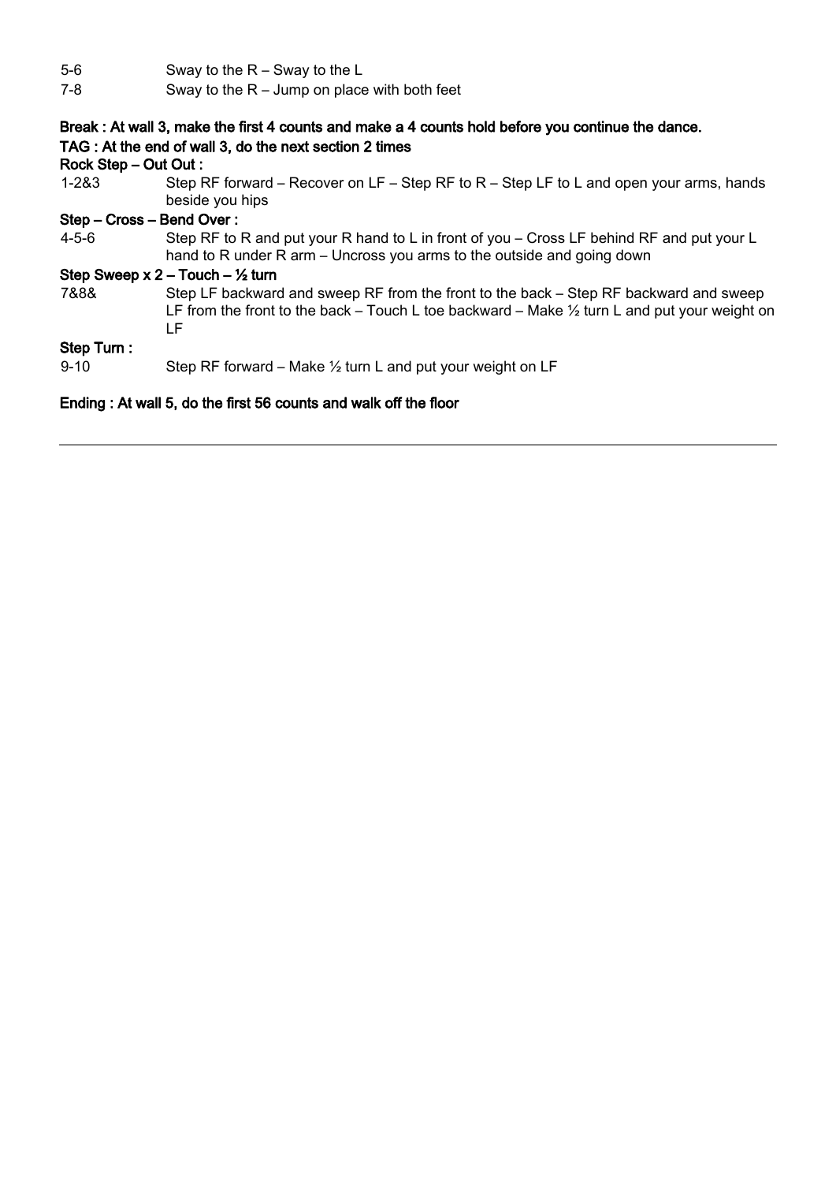| | |
|---|---|
| 5-6 | Sway to the R – Sway to the L |
| 7-8 | Sway to the R – Jump on place with both feet |

**Break : At wall 3, make the first 4 counts and make a 4 counts hold before you continue the dance.**

**TAG : At the end of wall 3, do the next section 2 times**

**Rock Step – Out Out :**

| | |
|---|---|
| 1-2&3 | Step RF forward – Recover on LF – Step RF to R – Step LF to L and open your arms, hands beside you hips |

**Step – Cross – Bend Over :**

| | |
|---|---|
| 4-5-6 | Step RF to R and put your R hand to L in front of you – Cross LF behind RF and put your L hand to R under R arm – Uncross you arms to the outside and going down |

**Step Sweep x 2 – Touch – ½ turn**

| | |
|---|---|
| 7&8& | Step LF backward and sweep RF from the front to the back – Step RF backward and sweep LF from the front to the back – Touch L toe backward – Make ½ turn L and put your weight on LF |

**Step Turn :**

| | |
|---|---|
| 9-10 | Step RF forward – Make ½ turn L and put your weight on LF |

**Ending : At wall 5, do the first 56 counts and walk off the floor**

---